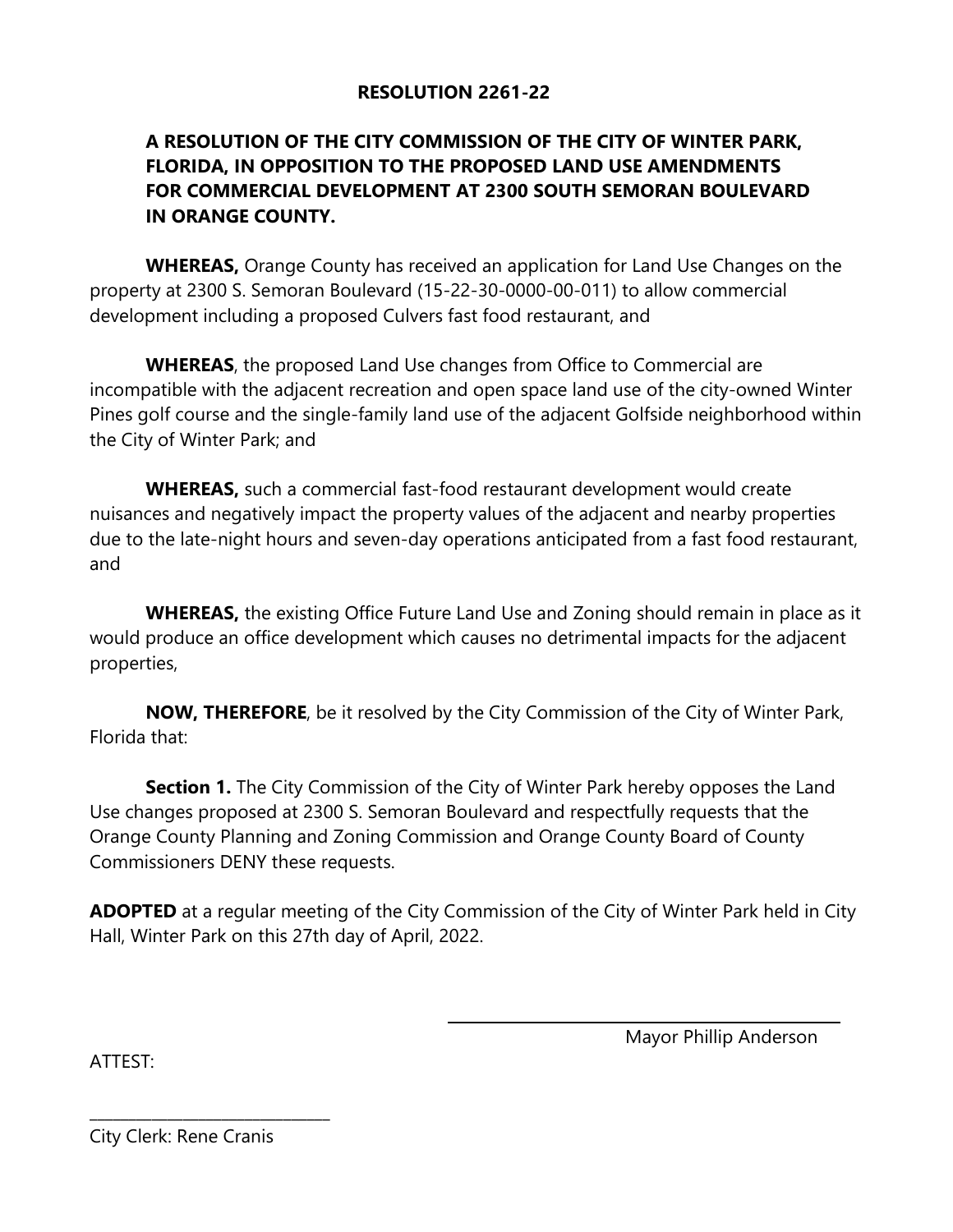# RESOLUTION 2261-22

**A RESOLUTION OF THE CITY COMMISSION OF THE CITY OF WINTER PARK, FLORIDA, IN OPPOSITION TO THE PROPOSED LAND USE AMENDMENTS FOR COMMERCIAL DEVELOPMENT AT 2300 SOUTH SEMORAN BOULEVARD IN ORANGE COUNTY.**

**WHEREAS,** Orange County has received an application for Land Use Changes on the property at 2300 S. Semoran Boulevard (15-22-30-0000-00-011) to allow commercial development including a proposed Culvers fast food restaurant, and

**WHEREAS**, the proposed Land Use changes from Office to Commercial are incompatible with the adjacent recreation and open space land use of the city-owned Winter Pines golf course and the single-family land use of the adjacent Golfside neighborhood within the City of Winter Park; and

**WHEREAS,** such a commercial fast-food restaurant development would create nuisances and negatively impact the property values of the adjacent and nearby properties due to the late-night hours and seven-day operations anticipated from a fast food restaurant, and

**WHEREAS,** the existing Office Future Land Use and Zoning should remain in place as it would produce an office development which causes no detrimental impacts for the adjacent properties,

**NOW, THEREFORE**, be it resolved by the City Commission of the City of Winter Park, Florida that:

**Section 1.** The City Commission of the City of Winter Park hereby opposes the Land Use changes proposed at 2300 S. Semoran Boulevard and respectfully requests that the Orange County Planning and Zoning Commission and Orange County Board of County Commissioners DENY these requests.

**ADOPTED** at a regular meeting of the City Commission of the City of Winter Park held in City Hall, Winter Park on this 27th day of April, 2022.

\_\_\_\_\_\_\_\_\_\_\_\_\_\_\_\_\_\_\_\_\_\_\_\_\_\_\_\_\_\_\_\_\_\_\_\_\_\_
Mayor Phillip Anderson

ATTEST:

\_\_\_\_\_\_\_\_\_\_\_\_\_\_\_\_\_\_\_\_\_\_\_\_\_\_\_\_\_\_
City Clerk: Rene Cranis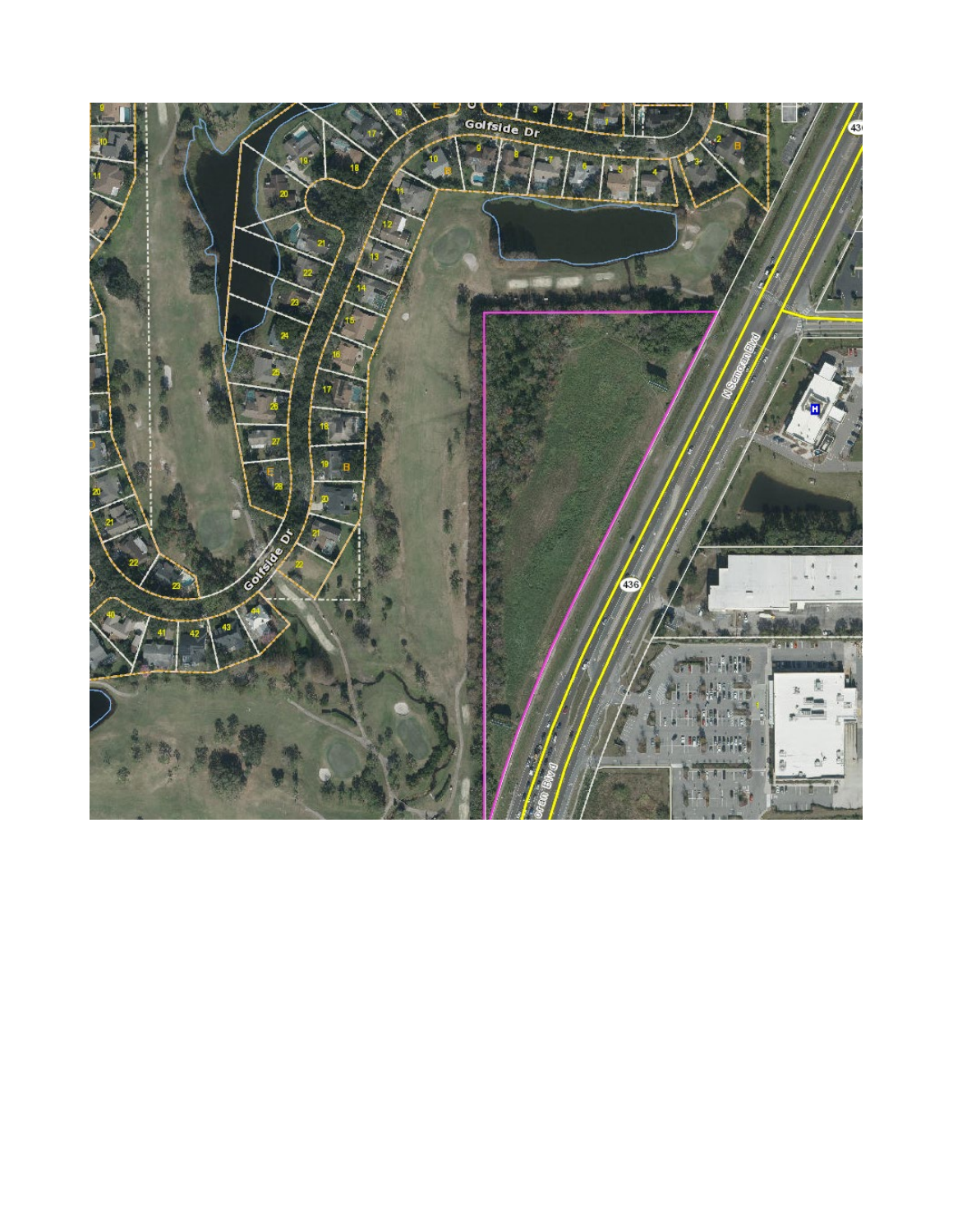Golfside Dr

Golfside Dr

N Semoran Blvd

436

436

oran Blvd